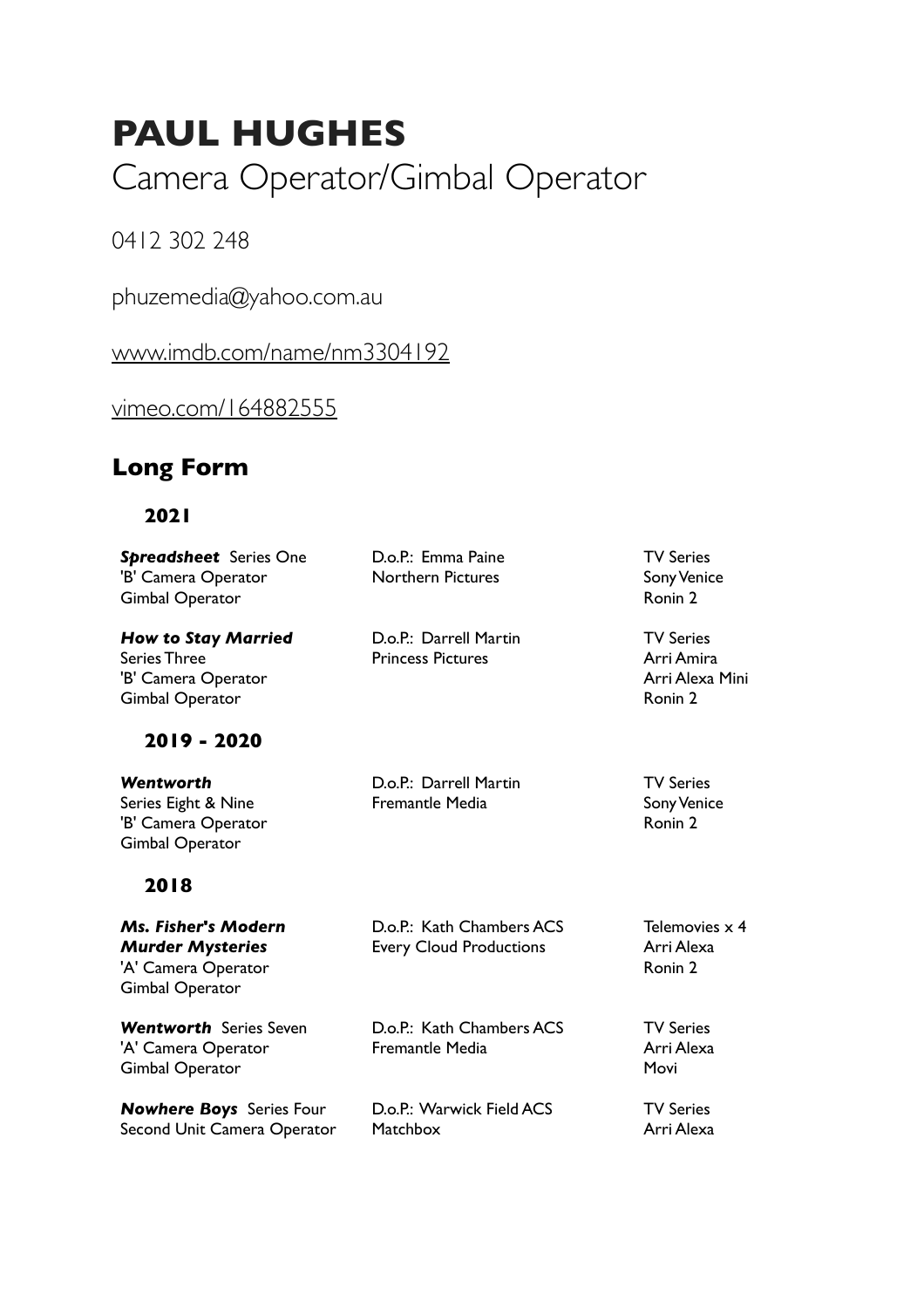# PAUL HUGHES

Camera Operator/Gimbal Operator

0412 302 248

phuzemedia@yahoo.com.au

www.imdb.com/name/nm3304192

vimeo.com/164882555

## Long Form

### 2021

| | | |
|---|---|---|
| ***Spreadsheet*** Series One<br>'B' Camera Operator<br>Gimbal Operator | D.o.P.: Emma Paine<br>Northern Pictures | TV Series<br>Sony Venice<br>Ronin 2 |
| ***How to Stay Married***<br>Series Three<br>'B' Camera Operator<br>Gimbal Operator | D.o.P.: Darrell Martin<br>Princess Pictures | TV Series<br>Arri Amira<br>Arri Alexa Mini<br>Ronin 2 |

### 2019 - 2020

| | | |
|---|---|---|
| ***Wentworth***<br>Series Eight & Nine<br>'B' Camera Operator<br>Gimbal Operator | D.o.P.: Darrell Martin<br>Fremantle Media | TV Series<br>Sony Venice<br>Ronin 2 |

### 2018

| | | |
|---|---|---|
| ***Ms. Fisher's Modern Murder Mysteries***<br>'A' Camera Operator<br>Gimbal Operator | D.o.P.: Kath Chambers ACS<br>Every Cloud Productions | Telemovies x 4<br>Arri Alexa<br>Ronin 2 |
| ***Wentworth*** Series Seven<br>'A' Camera Operator<br>Gimbal Operator | D.o.P.: Kath Chambers ACS<br>Fremantle Media | TV Series<br>Arri Alexa<br>Movi |
| ***Nowhere Boys*** Series Four<br>Second Unit Camera Operator | D.o.P.: Warwick Field ACS<br>Matchbox | TV Series<br>Arri Alexa |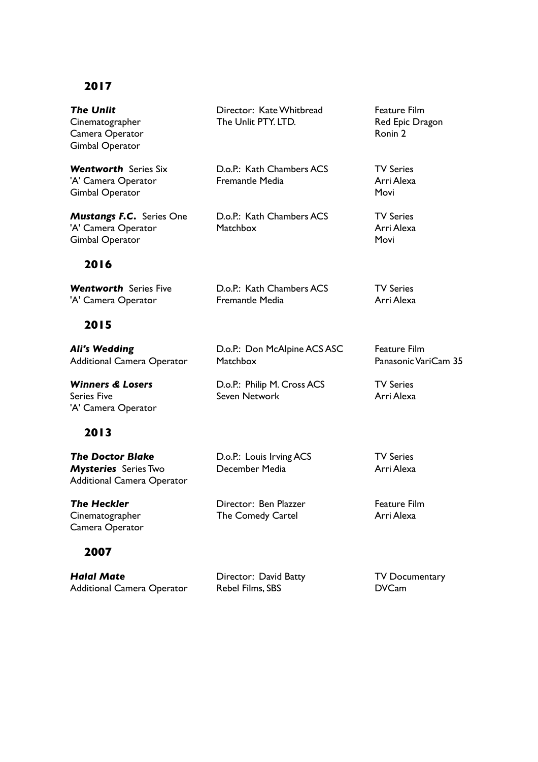## 2017

***The Unlit***  
Cinematographer  
Camera Operator  
Gimbal Operator

Director: Kate Whitbread  
The Unlit PTY. LTD.

Feature Film  
Red Epic Dragon  
Ronin 2

***Wentworth*** Series Six  
'A' Camera Operator  
Gimbal Operator

D.o.P.: Kath Chambers ACS  
Fremantle Media

TV Series  
Arri Alexa  
Movi

***Mustangs F.C.*** Series One  
'A' Camera Operator  
Gimbal Operator

D.o.P.: Kath Chambers ACS  
Matchbox

TV Series  
Arri Alexa  
Movi

## 2016

***Wentworth*** Series Five  
'A' Camera Operator

D.o.P.: Kath Chambers ACS  
Fremantle Media

TV Series  
Arri Alexa

## 2015

***Ali's Wedding***  
Additional Camera Operator

D.o.P.: Don McAlpine ACS ASC  
Matchbox

Feature Film  
Panasonic VariCam 35

***Winners & Losers***  
Series Five  
'A' Camera Operator

D.o.P.: Philip M. Cross ACS  
Seven Network

TV Series  
Arri Alexa

## 2013

***The Doctor Blake Mysteries*** Series Two  
Additional Camera Operator

D.o.P.: Louis Irving ACS  
December Media

TV Series  
Arri Alexa

***The Heckler***  
Cinematographer  
Camera Operator

Director: Ben Plazzer  
The Comedy Cartel

Feature Film  
Arri Alexa

## 2007

***Halal Mate***  
Additional Camera Operator

Director: David Batty  
Rebel Films, SBS

TV Documentary  
DVCam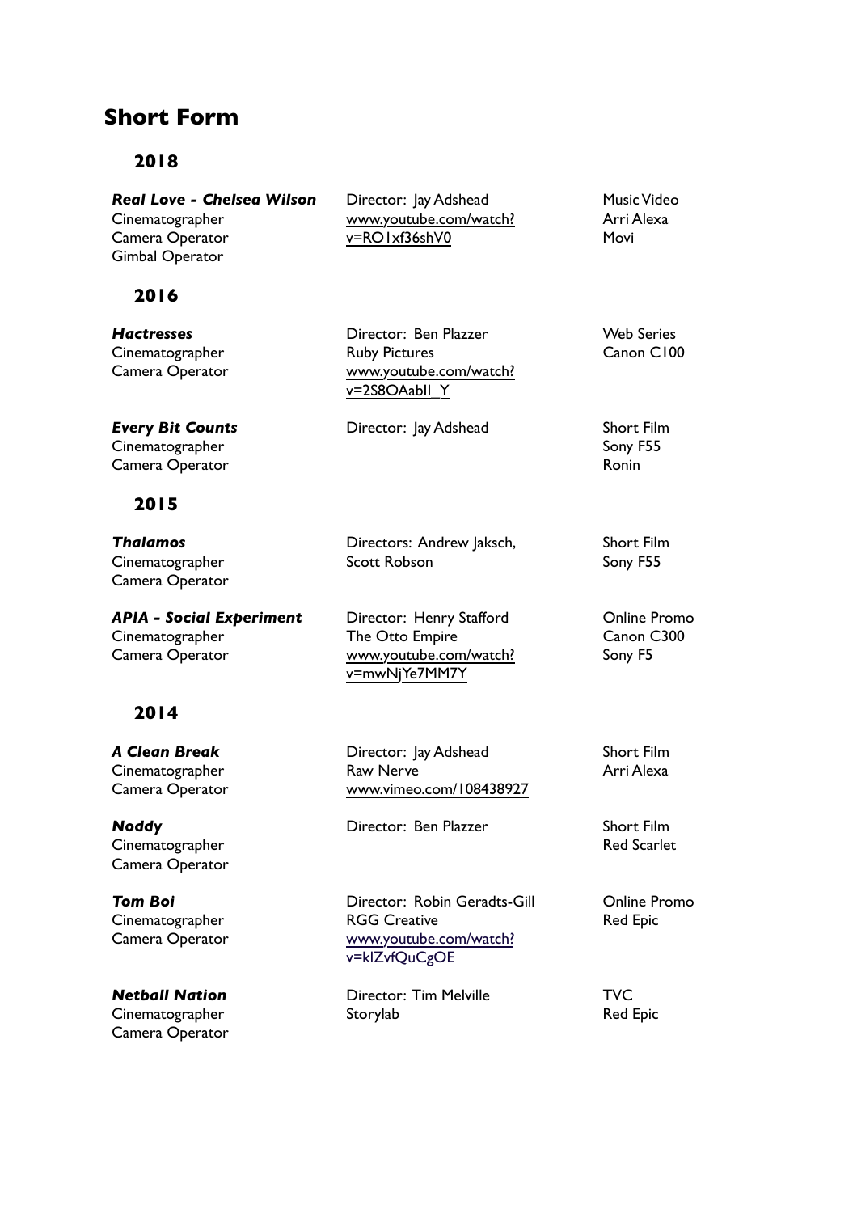# Short Form

## 2018

**_Real Love - Chelsea Wilson_**
Cinematographer
Camera Operator
Gimbal Operator

Director: Jay Adshead
www.youtube.com/watch?v=RO1xf36shV0

Music Video
Arri Alexa
Movi

## 2016

**_Hactresses_**
Cinematographer
Camera Operator

Director: Ben Plazzer
Ruby Pictures
www.youtube.com/watch?v=2S8OAabIl_Y

Web Series
Canon C100

**_Every Bit Counts_**
Cinematographer
Camera Operator

Director: Jay Adshead

Short Film
Sony F55
Ronin

## 2015

**_Thalamos_**
Cinematographer
Camera Operator

Directors: Andrew Jaksch, Scott Robson

Short Film
Sony F55

**_APIA - Social Experiment_**
Cinematographer
Camera Operator

Director: Henry Stafford
The Otto Empire
www.youtube.com/watch?v=mwNjYe7MM7Y

Online Promo
Canon C300
Sony F5

## 2014

**_A Clean Break_**
Cinematographer
Camera Operator

Director: Jay Adshead
Raw Nerve
www.vimeo.com/108438927

Short Film
Arri Alexa

**_Noddy_**
Cinematographer
Camera Operator

Director: Ben Plazzer

Short Film
Red Scarlet

**_Tom Boi_**
Cinematographer
Camera Operator

Director: Robin Geradts-Gill
RGG Creative
www.youtube.com/watch?v=klZvfQuCgOE

Online Promo
Red Epic

**_Netball Nation_**
Cinematographer
Camera Operator

Director: Tim Melville
Storylab

TVC
Red Epic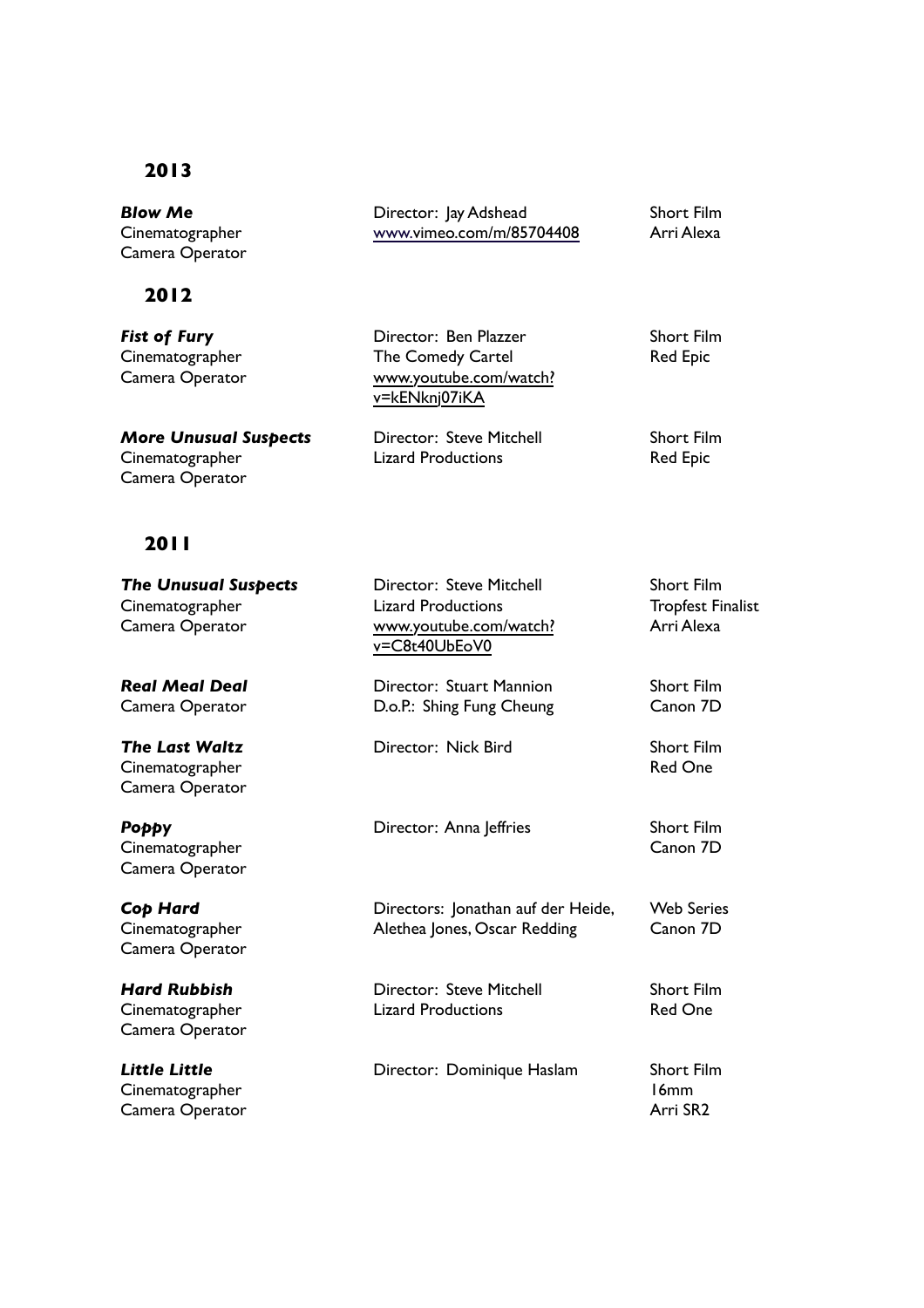## 2013

**_Blow Me_**
Cinematographer
Camera Operator

Director: Jay Adshead
www.vimeo.com/m/85704408

Short Film
Arri Alexa

## 2012

**_Fist of Fury_**
Cinematographer
Camera Operator

Director: Ben Plazzer
The Comedy Cartel
www.youtube.com/watch?v=kENknj07iKA

Short Film
Red Epic

**_More Unusual Suspects_**
Cinematographer
Camera Operator

Director: Steve Mitchell
Lizard Productions

Short Film
Red Epic

## 2011

**_The Unusual Suspects_**
Cinematographer
Camera Operator

Director: Steve Mitchell
Lizard Productions
www.youtube.com/watch?v=C8t40UbEoV0

Short Film
Tropfest Finalist
Arri Alexa

**_Real Meal Deal_**
Camera Operator

Director: Stuart Mannion
D.o.P.: Shing Fung Cheung

Short Film
Canon 7D

**_The Last Waltz_**
Cinematographer
Camera Operator

Director: Nick Bird

Short Film
Red One

**_Poppy_**
Cinematographer
Camera Operator

Director: Anna Jeffries

Short Film
Canon 7D

**_Cop Hard_**
Cinematographer
Camera Operator

Directors: Jonathan auf der Heide, Alethea Jones, Oscar Redding

Web Series
Canon 7D

**_Hard Rubbish_**
Cinematographer
Camera Operator

Director: Steve Mitchell
Lizard Productions

Short Film
Red One

**_Little Little_**
Cinematographer
Camera Operator

Director: Dominique Haslam

Short Film
16mm
Arri SR2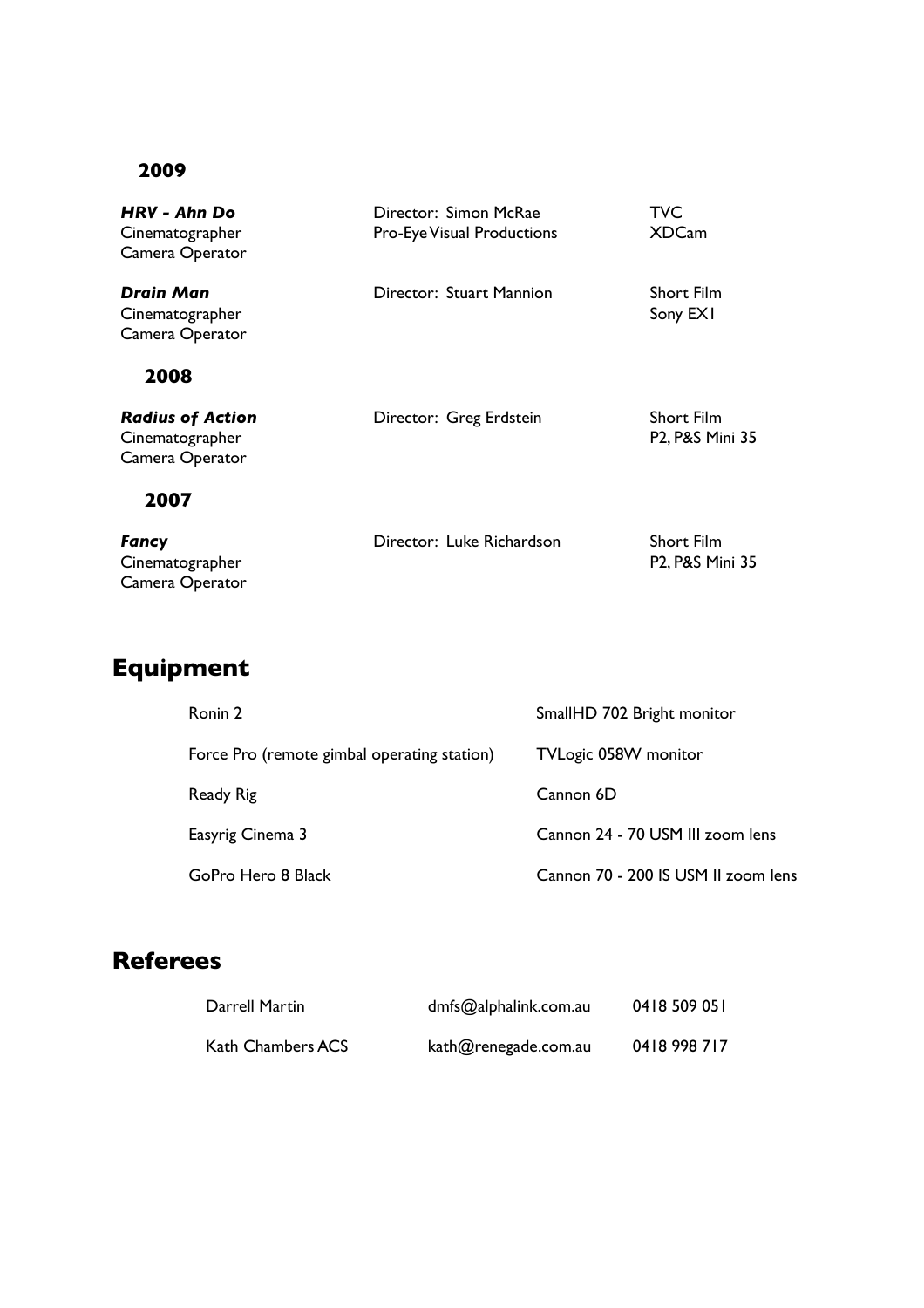**2009**

| | | |
|---|---|---|
| ***HRV - Ahn Do***<br>Cinematographer<br>Camera Operator | Director: Simon McRae<br>Pro-Eye Visual Productions | TVC<br>XDCam |
| ***Drain Man***<br>Cinematographer<br>Camera Operator | Director: Stuart Mannion | Short Film<br>Sony EX1 |

**2008**

| | | |
|---|---|---|
| ***Radius of Action***<br>Cinematographer<br>Camera Operator | Director: Greg Erdstein | Short Film<br>P2, P&S Mini 35 |

**2007**

| | | |
|---|---|---|
| ***Fancy***<br>Cinematographer<br>Camera Operator | Director: Luke Richardson | Short Film<br>P2, P&S Mini 35 |

## Equipment

| | |
|---|---|
| Ronin 2 | SmallHD 702 Bright monitor |
| Force Pro (remote gimbal operating station) | TVLogic 058W monitor |
| Ready Rig | Cannon 6D |
| Easyrig Cinema 3 | Cannon 24 - 70 USM III zoom lens |
| GoPro Hero 8 Black | Cannon 70 - 200 IS USM II zoom lens |

## Referees

| | | |
|---|---|---|
| Darrell Martin | dmfs@alphalink.com.au | 0418 509 051 |
| Kath Chambers ACS | kath@renegade.com.au | 0418 998 717 |